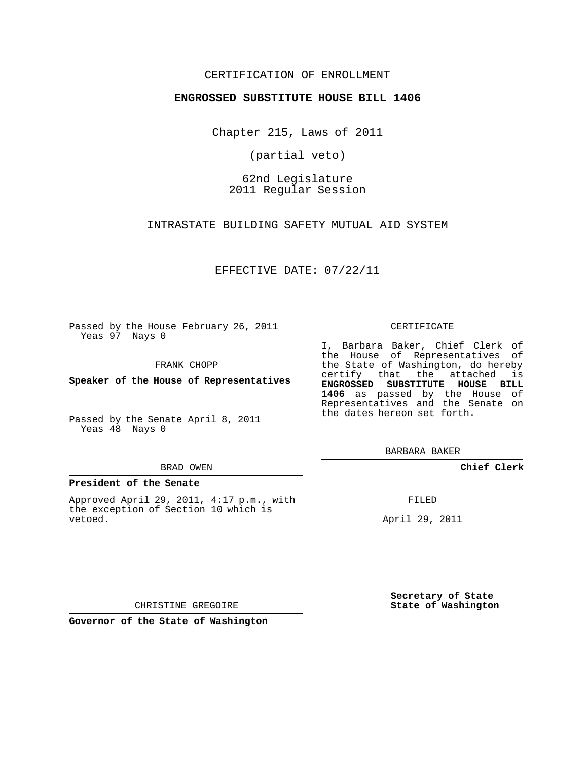CERTIFICATION OF ENROLLMENT

**ENGROSSED SUBSTITUTE HOUSE BILL 1406**

Chapter 215, Laws of 2011

(partial veto)

62nd Legislature
2011 Regular Session

INTRASTATE BUILDING SAFETY MUTUAL AID SYSTEM

EFFECTIVE DATE: 07/22/11

Passed by the House February 26, 2011
Yeas 97 Nays 0

FRANK CHOPP

**Speaker of the House of Representatives**

Passed by the Senate April 8, 2011
Yeas 48 Nays 0

BRAD OWEN

**President of the Senate**

Approved April 29, 2011, 4:17 p.m., with the exception of Section 10 which is vetoed.

CHRISTINE GREGOIRE

**Governor of the State of Washington**

CERTIFICATE

I, Barbara Baker, Chief Clerk of the House of Representatives of the State of Washington, do hereby certify that the attached is **ENGROSSED SUBSTITUTE HOUSE BILL 1406** as passed by the House of Representatives and the Senate on the dates hereon set forth.

BARBARA BAKER

**Chief Clerk**

FILED

April 29, 2011

**Secretary of State**
**State of Washington**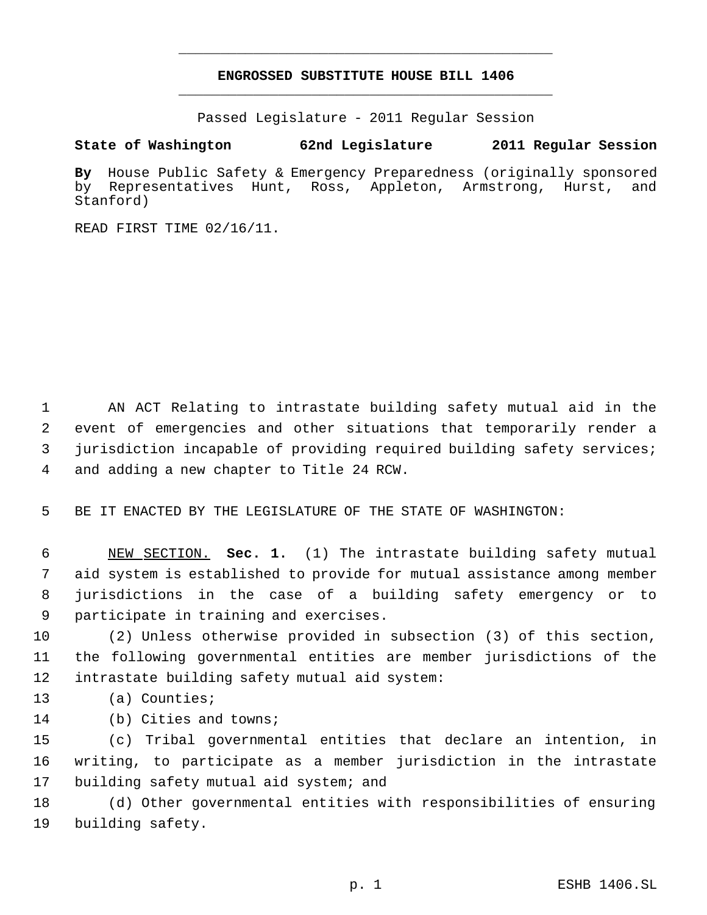# ENGROSSED SUBSTITUTE HOUSE BILL 1406

Passed Legislature - 2011 Regular Session

**State of Washington 62nd Legislature 2011 Regular Session**

**By** House Public Safety & Emergency Preparedness (originally sponsored by Representatives Hunt, Ross, Appleton, Armstrong, Hurst, and Stanford)

READ FIRST TIME 02/16/11.

AN ACT Relating to intrastate building safety mutual aid in the event of emergencies and other situations that temporarily render a jurisdiction incapable of providing required building safety services; and adding a new chapter to Title 24 RCW.

BE IT ENACTED BY THE LEGISLATURE OF THE STATE OF WASHINGTON:

NEW SECTION. **Sec. 1.** (1) The intrastate building safety mutual aid system is established to provide for mutual assistance among member jurisdictions in the case of a building safety emergency or to participate in training and exercises.

(2) Unless otherwise provided in subsection (3) of this section, the following governmental entities are member jurisdictions of the intrastate building safety mutual aid system:

(a) Counties;

(b) Cities and towns;

(c) Tribal governmental entities that declare an intention, in writing, to participate as a member jurisdiction in the intrastate building safety mutual aid system; and

(d) Other governmental entities with responsibilities of ensuring building safety.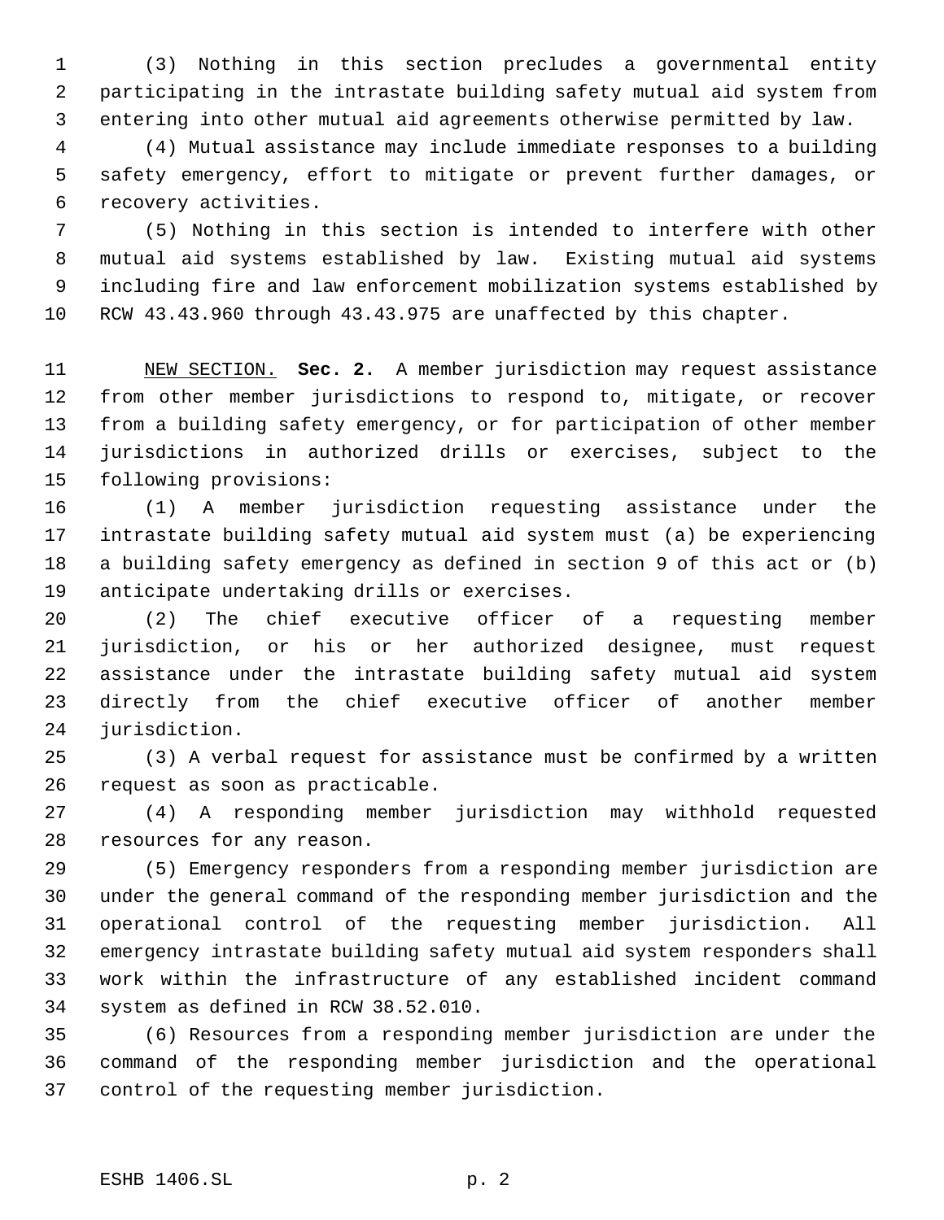(3) Nothing in this section precludes a governmental entity participating in the intrastate building safety mutual aid system from entering into other mutual aid agreements otherwise permitted by law.

(4) Mutual assistance may include immediate responses to a building safety emergency, effort to mitigate or prevent further damages, or recovery activities.

(5) Nothing in this section is intended to interfere with other mutual aid systems established by law. Existing mutual aid systems including fire and law enforcement mobilization systems established by RCW 43.43.960 through 43.43.975 are unaffected by this chapter.

NEW SECTION. **Sec. 2.** A member jurisdiction may request assistance from other member jurisdictions to respond to, mitigate, or recover from a building safety emergency, or for participation of other member jurisdictions in authorized drills or exercises, subject to the following provisions:

(1) A member jurisdiction requesting assistance under the intrastate building safety mutual aid system must (a) be experiencing a building safety emergency as defined in section 9 of this act or (b) anticipate undertaking drills or exercises.

(2) The chief executive officer of a requesting member jurisdiction, or his or her authorized designee, must request assistance under the intrastate building safety mutual aid system directly from the chief executive officer of another member jurisdiction.

(3) A verbal request for assistance must be confirmed by a written request as soon as practicable.

(4) A responding member jurisdiction may withhold requested resources for any reason.

(5) Emergency responders from a responding member jurisdiction are under the general command of the responding member jurisdiction and the operational control of the requesting member jurisdiction. All emergency intrastate building safety mutual aid system responders shall work within the infrastructure of any established incident command system as defined in RCW 38.52.010.

(6) Resources from a responding member jurisdiction are under the command of the responding member jurisdiction and the operational control of the requesting member jurisdiction.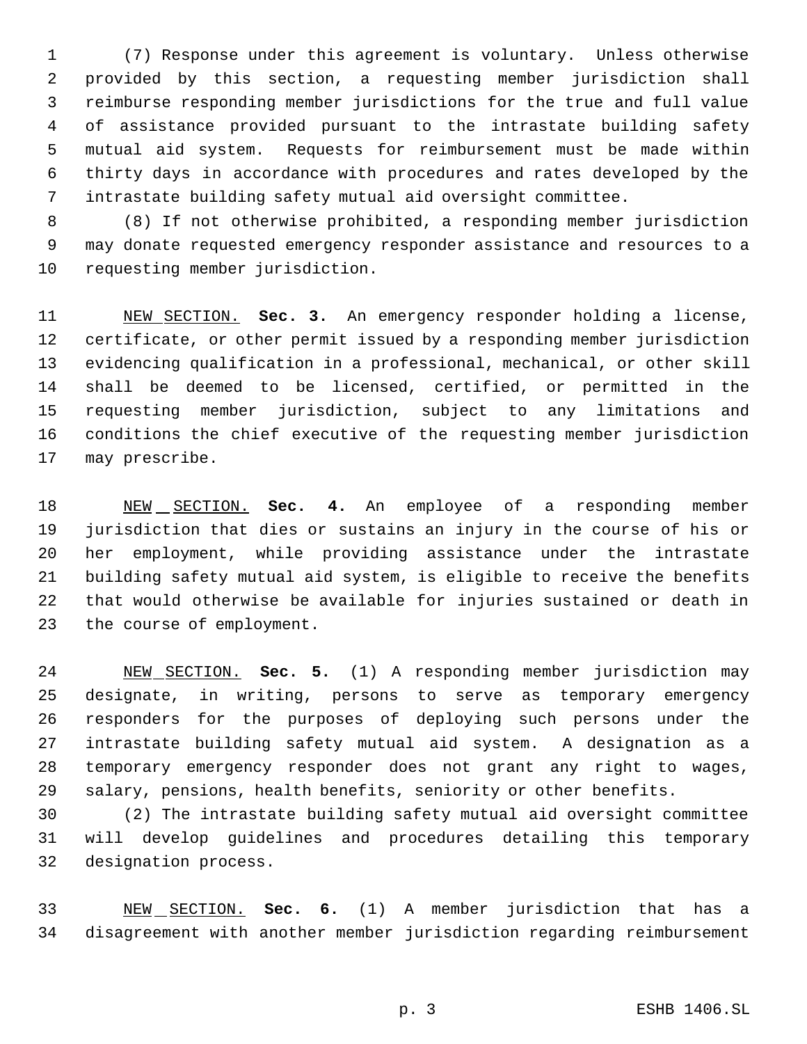(7) Response under this agreement is voluntary. Unless otherwise provided by this section, a requesting member jurisdiction shall reimburse responding member jurisdictions for the true and full value of assistance provided pursuant to the intrastate building safety mutual aid system. Requests for reimbursement must be made within thirty days in accordance with procedures and rates developed by the intrastate building safety mutual aid oversight committee.

(8) If not otherwise prohibited, a responding member jurisdiction may donate requested emergency responder assistance and resources to a requesting member jurisdiction.

NEW SECTION. **Sec. 3.** An emergency responder holding a license, certificate, or other permit issued by a responding member jurisdiction evidencing qualification in a professional, mechanical, or other skill shall be deemed to be licensed, certified, or permitted in the requesting member jurisdiction, subject to any limitations and conditions the chief executive of the requesting member jurisdiction may prescribe.

NEW SECTION. **Sec. 4.** An employee of a responding member jurisdiction that dies or sustains an injury in the course of his or her employment, while providing assistance under the intrastate building safety mutual aid system, is eligible to receive the benefits that would otherwise be available for injuries sustained or death in the course of employment.

NEW SECTION. **Sec. 5.** (1) A responding member jurisdiction may designate, in writing, persons to serve as temporary emergency responders for the purposes of deploying such persons under the intrastate building safety mutual aid system. A designation as a temporary emergency responder does not grant any right to wages, salary, pensions, health benefits, seniority or other benefits.

(2) The intrastate building safety mutual aid oversight committee will develop guidelines and procedures detailing this temporary designation process.

NEW SECTION. **Sec. 6.** (1) A member jurisdiction that has a disagreement with another member jurisdiction regarding reimbursement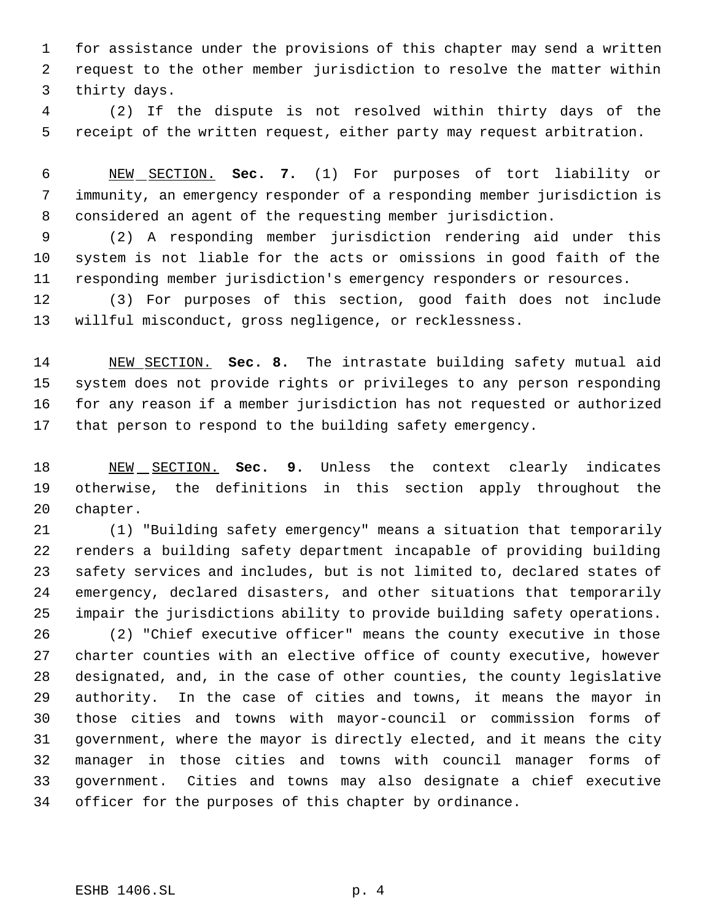for assistance under the provisions of this chapter may send a written request to the other member jurisdiction to resolve the matter within thirty days.

(2) If the dispute is not resolved within thirty days of the receipt of the written request, either party may request arbitration.

NEW SECTION. **Sec. 7.** (1) For purposes of tort liability or immunity, an emergency responder of a responding member jurisdiction is considered an agent of the requesting member jurisdiction.

(2) A responding member jurisdiction rendering aid under this system is not liable for the acts or omissions in good faith of the responding member jurisdiction's emergency responders or resources.

(3) For purposes of this section, good faith does not include willful misconduct, gross negligence, or recklessness.

NEW SECTION. **Sec. 8.** The intrastate building safety mutual aid system does not provide rights or privileges to any person responding for any reason if a member jurisdiction has not requested or authorized that person to respond to the building safety emergency.

NEW SECTION. **Sec. 9.** Unless the context clearly indicates otherwise, the definitions in this section apply throughout the chapter.

(1) "Building safety emergency" means a situation that temporarily renders a building safety department incapable of providing building safety services and includes, but is not limited to, declared states of emergency, declared disasters, and other situations that temporarily impair the jurisdictions ability to provide building safety operations.

(2) "Chief executive officer" means the county executive in those charter counties with an elective office of county executive, however designated, and, in the case of other counties, the county legislative authority. In the case of cities and towns, it means the mayor in those cities and towns with mayor-council or commission forms of government, where the mayor is directly elected, and it means the city manager in those cities and towns with council manager forms of government. Cities and towns may also designate a chief executive officer for the purposes of this chapter by ordinance.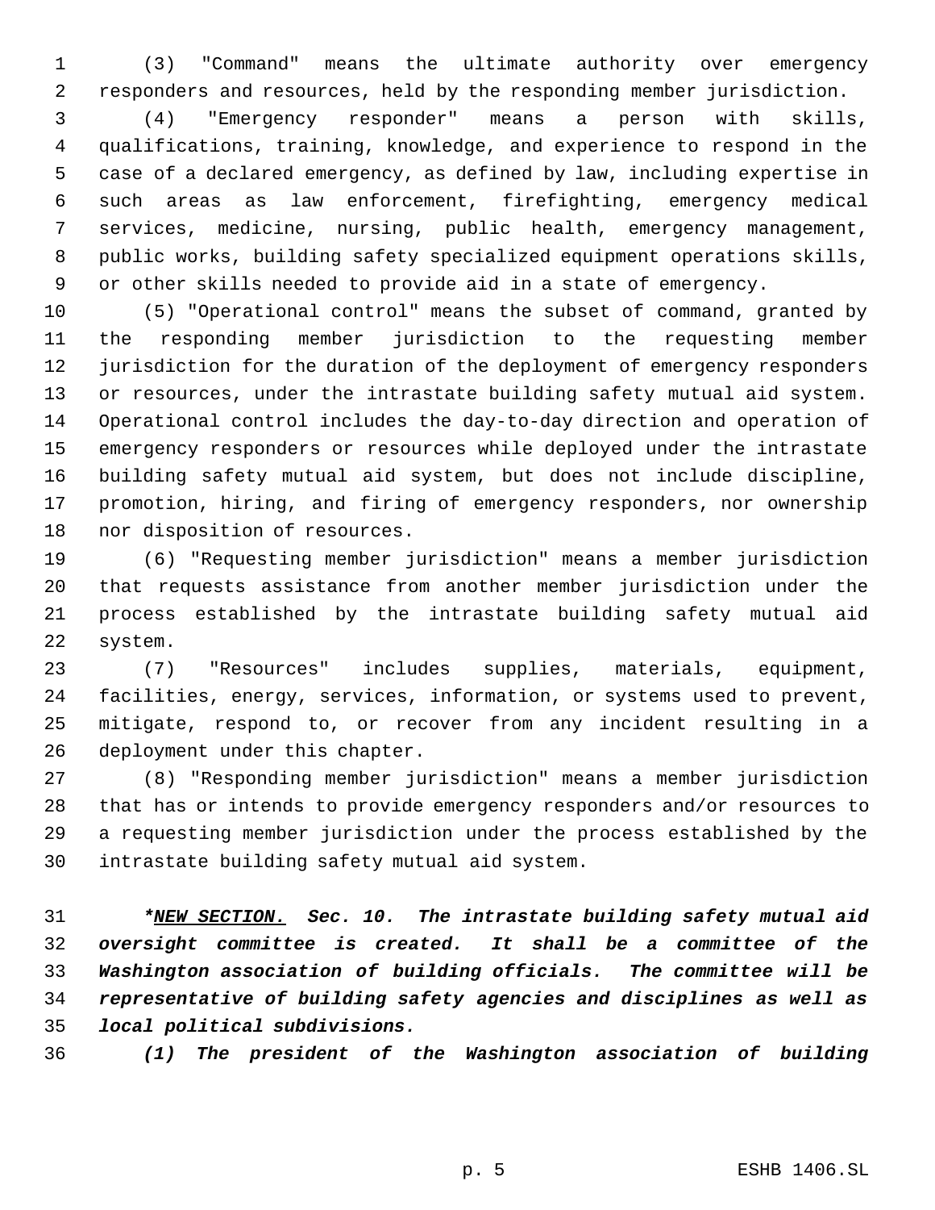(3) "Command" means the ultimate authority over emergency responders and resources, held by the responding member jurisdiction.

(4) "Emergency responder" means a person with skills, qualifications, training, knowledge, and experience to respond in the case of a declared emergency, as defined by law, including expertise in such areas as law enforcement, firefighting, emergency medical services, medicine, nursing, public health, emergency management, public works, building safety specialized equipment operations skills, or other skills needed to provide aid in a state of emergency.

(5) "Operational control" means the subset of command, granted by the responding member jurisdiction to the requesting member jurisdiction for the duration of the deployment of emergency responders or resources, under the intrastate building safety mutual aid system. Operational control includes the day-to-day direction and operation of emergency responders or resources while deployed under the intrastate building safety mutual aid system, but does not include discipline, promotion, hiring, and firing of emergency responders, nor ownership nor disposition of resources.

(6) "Requesting member jurisdiction" means a member jurisdiction that requests assistance from another member jurisdiction under the process established by the intrastate building safety mutual aid system.

(7) "Resources" includes supplies, materials, equipment, facilities, energy, services, information, or systems used to prevent, mitigate, respond to, or recover from any incident resulting in a deployment under this chapter.

(8) "Responding member jurisdiction" means a member jurisdiction that has or intends to provide emergency responders and/or resources to a requesting member jurisdiction under the process established by the intrastate building safety mutual aid system.

***NEW SECTION. Sec. 10. The intrastate building safety mutual aid oversight committee is created. It shall be a committee of the Washington association of building officials. The committee will be representative of building safety agencies and disciplines as well as local political subdivisions.***

***(1) The president of the Washington association of building***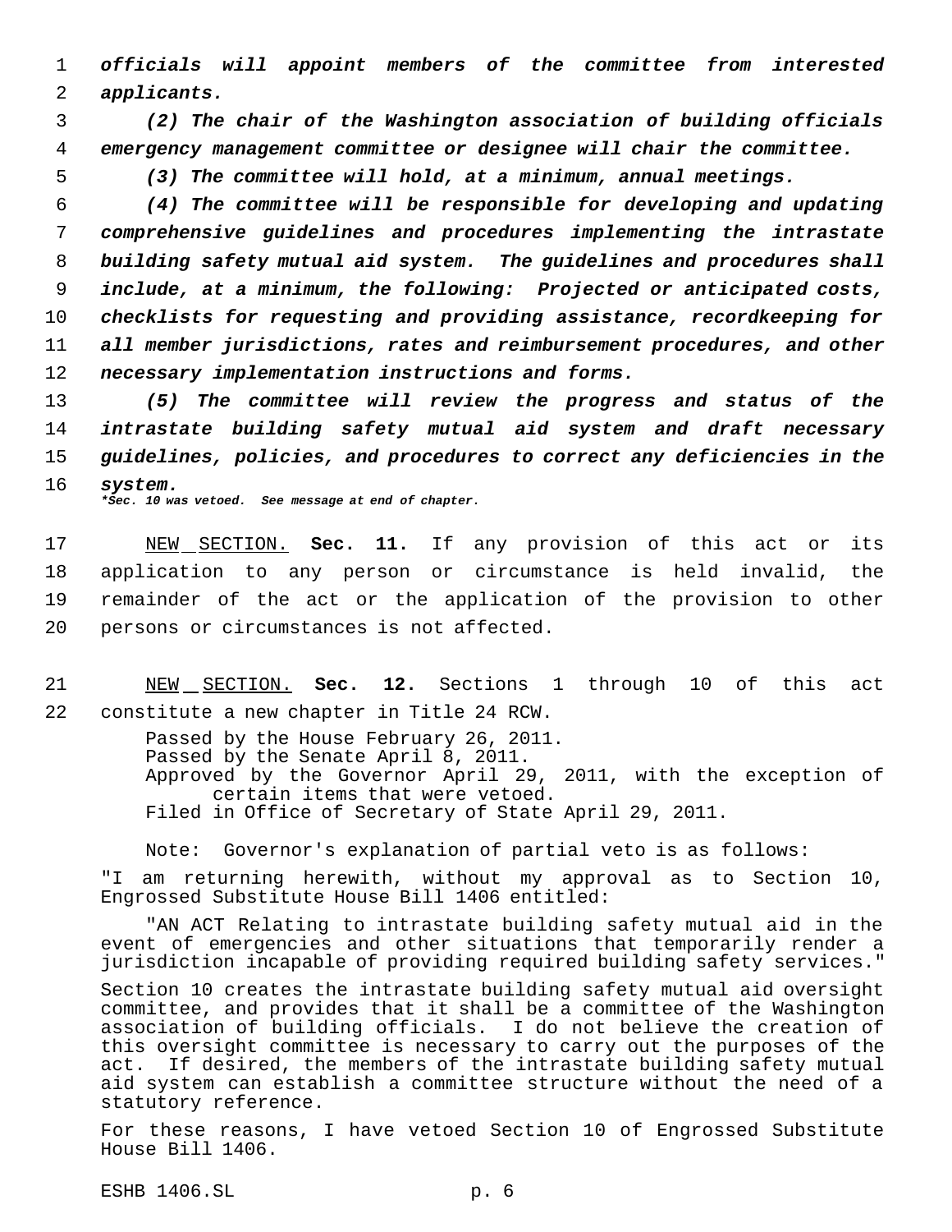***officials will appoint members of the committee from interested applicants.***

***(2) The chair of the Washington association of building officials emergency management committee or designee will chair the committee.***

***(3) The committee will hold, at a minimum, annual meetings.***

***(4) The committee will be responsible for developing and updating comprehensive guidelines and procedures implementing the intrastate building safety mutual aid system. The guidelines and procedures shall include, at a minimum, the following: Projected or anticipated costs, checklists for requesting and providing assistance, recordkeeping for all member jurisdictions, rates and reimbursement procedures, and other necessary implementation instructions and forms.***

***(5) The committee will review the progress and status of the intrastate building safety mutual aid system and draft necessary guidelines, policies, and procedures to correct any deficiencies in the system.***

****Sec. 10 was vetoed. See message at end of chapter.***

NEW SECTION. **Sec. 11.** If any provision of this act or its application to any person or circumstance is held invalid, the remainder of the act or the application of the provision to other persons or circumstances is not affected.

NEW SECTION. **Sec. 12.** Sections 1 through 10 of this act constitute a new chapter in Title 24 RCW.

Passed by the House February 26, 2011.
Passed by the Senate April 8, 2011.
Approved by the Governor April 29, 2011, with the exception of certain items that were vetoed.
Filed in Office of Secretary of State April 29, 2011.

Note: Governor's explanation of partial veto is as follows:

"I am returning herewith, without my approval as to Section 10, Engrossed Substitute House Bill 1406 entitled:

"AN ACT Relating to intrastate building safety mutual aid in the event of emergencies and other situations that temporarily render a jurisdiction incapable of providing required building safety services."

Section 10 creates the intrastate building safety mutual aid oversight committee, and provides that it shall be a committee of the Washington association of building officials. I do not believe the creation of this oversight committee is necessary to carry out the purposes of the act. If desired, the members of the intrastate building safety mutual aid system can establish a committee structure without the need of a statutory reference.

For these reasons, I have vetoed Section 10 of Engrossed Substitute House Bill 1406.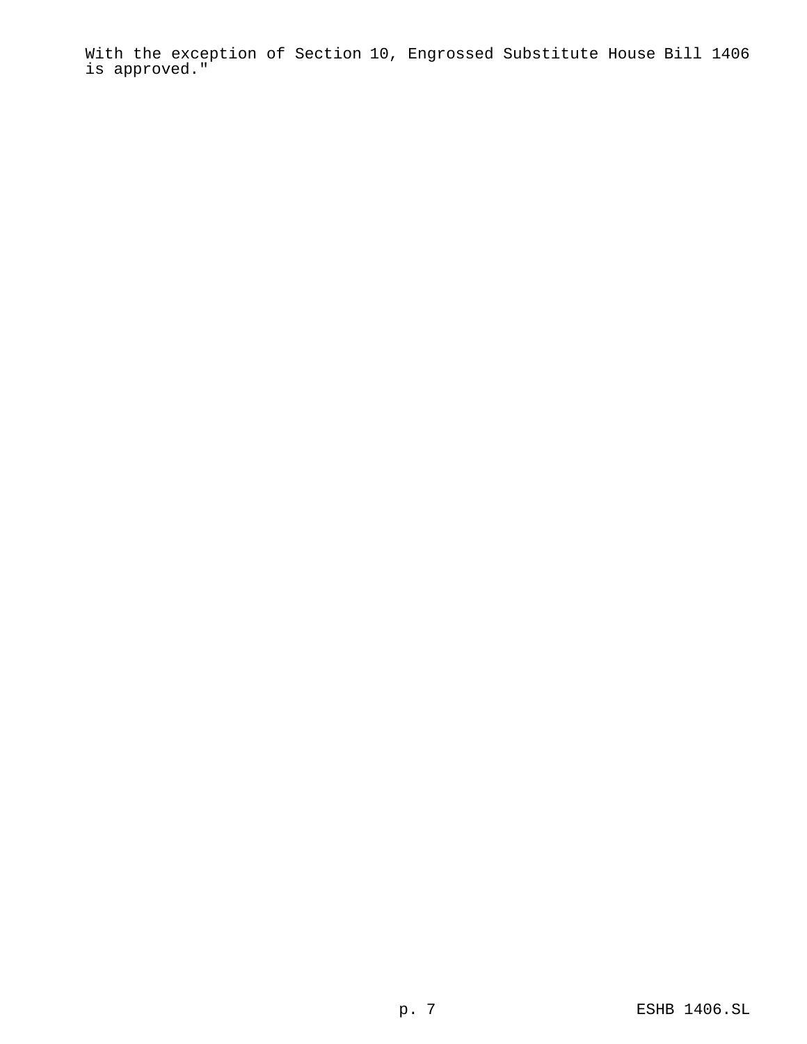With the exception of Section 10, Engrossed Substitute House Bill 1406 is approved."